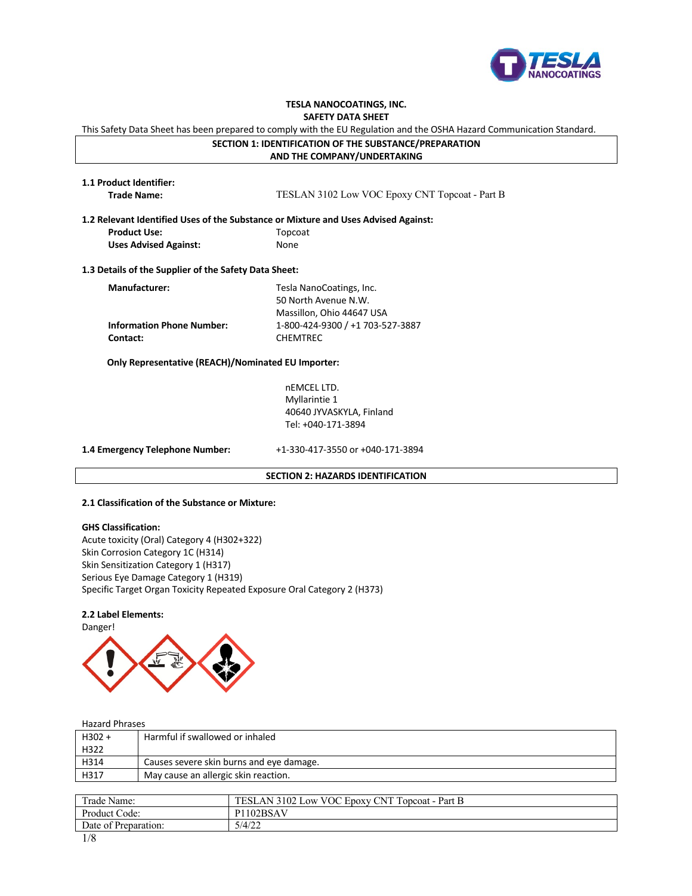**TESLA NANOCOATINGS, INC.**

**SAFETY DATA SHEET**

This Safety Data Sheet has been prepared to comply with the EU Regulation and the OSHA Hazard Communication Standard.

## SECTION 1: IDENTIFICATION OF THE SUBSTANCE/PREPARATION AND THE COMPANY/UNDERTAKING

### 1.1 Product Identifier:

**Trade Name:** TESLAN 3102 Low VOC Epoxy CNT Topcoat - Part B

### 1.2 Relevant Identified Uses of the Substance or Mixture and Uses Advised Against:

**Product Use:** Topcoat

**Uses Advised Against:** None

### 1.3 Details of the Supplier of the Safety Data Sheet:

**Manufacturer:** Tesla NanoCoatings, Inc.
50 North Avenue N.W.
Massillon, Ohio 44647 USA

**Information Phone Number:** 1-800-424-9300 / +1 703-527-3887

**Contact:** CHEMTREC

**Only Representative (REACH)/Nominated EU Importer:**

nEMCEL LTD.
Myllarintie 1
40640 JYVASKYLA, Finland
Tel: +040-171-3894

### 1.4 Emergency Telephone Number:

+1-330-417-3550 or +040-171-3894

## SECTION 2: HAZARDS IDENTIFICATION

### 2.1 Classification of the Substance or Mixture:

**GHS Classification:**

Acute toxicity (Oral) Category 4 (H302+322)
Skin Corrosion Category 1C (H314)
Skin Sensitization Category 1 (H317)
Serious Eye Damage Category 1 (H319)
Specific Target Organ Toxicity Repeated Exposure Oral Category 2 (H373)

### 2.2 Label Elements:

Danger!

Hazard Phrases

| | |
|---|---|
| H302 + H322 | Harmful if swallowed or inhaled |
| H314 | Causes severe skin burns and eye damage. |
| H317 | May cause an allergic skin reaction. |

| | |
|---|---|
| Trade Name: | TESLAN 3102 Low VOC Epoxy CNT Topcoat - Part B |
| Product Code: | P1102BSAV |
| Date of Preparation: | 5/4/22 |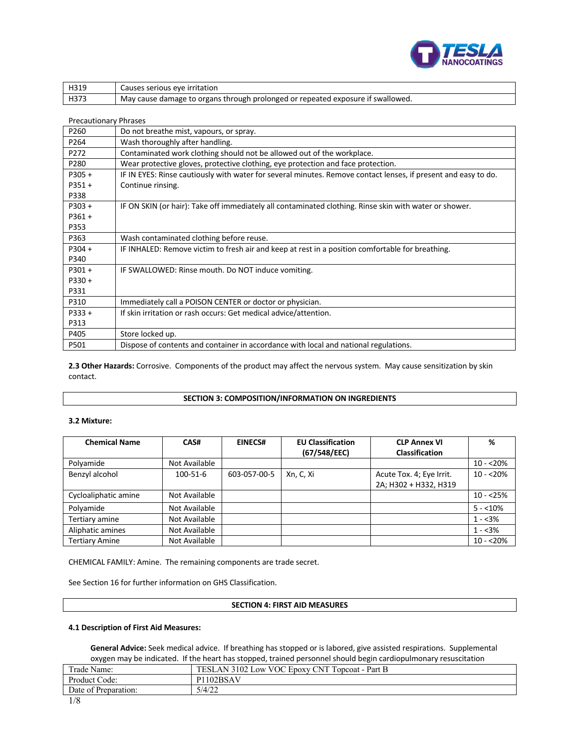| H319 | Causes serious eye irritation |
|---|---|
| H373 | May cause damage to organs through prolonged or repeated exposure if swallowed. |

Precautionary Phrases

| | |
|---|---|
| P260 | Do not breathe mist, vapours, or spray. |
| P264 | Wash thoroughly after handling. |
| P272 | Contaminated work clothing should not be allowed out of the workplace. |
| P280 | Wear protective gloves, protective clothing, eye protection and face protection. |
| P305 + P351 + P338 | IF IN EYES: Rinse cautiously with water for several minutes. Remove contact lenses, if present and easy to do. Continue rinsing. |
| P303 + P361 + P353 | IF ON SKIN (or hair): Take off immediately all contaminated clothing. Rinse skin with water or shower. |
| P363 | Wash contaminated clothing before reuse. |
| P304 + P340 | IF INHALED: Remove victim to fresh air and keep at rest in a position comfortable for breathing. |
| P301 + P330 + P331 | IF SWALLOWED: Rinse mouth. Do NOT induce vomiting. |
| P310 | Immediately call a POISON CENTER or doctor or physician. |
| P333 + P313 | If skin irritation or rash occurs: Get medical advice/attention. |
| P405 | Store locked up. |
| P501 | Dispose of contents and container in accordance with local and national regulations. |

**2.3 Other Hazards:** Corrosive. Components of the product may affect the nervous system. May cause sensitization by skin contact.

## SECTION 3: COMPOSITION/INFORMATION ON INGREDIENTS

**3.2 Mixture:**

| Chemical Name | CAS# | EINECS# | EU Classification (67/548/EEC) | CLP Annex VI Classification | % |
|---|---|---|---|---|---|
| Polyamide | Not Available | | | | 10 - <20% |
| Benzyl alcohol | 100-51-6 | 603-057-00-5 | Xn, C, Xi | Acute Tox. 4; Eye Irrit. 2A; H302 + H332, H319 | 10 - <20% |
| Cycloaliphatic amine | Not Available | | | | 10 - <25% |
| Polyamide | Not Available | | | | 5 - <10% |
| Tertiary amine | Not Available | | | | 1 - <3% |
| Aliphatic amines | Not Available | | | | 1 - <3% |
| Tertiary Amine | Not Available | | | | 10 - <20% |

CHEMICAL FAMILY: Amine. The remaining components are trade secret.

See Section 16 for further information on GHS Classification.

## SECTION 4: FIRST AID MEASURES

**4.1 Description of First Aid Measures:**

**General Advice:** Seek medical advice. If breathing has stopped or is labored, give assisted respirations. Supplemental oxygen may be indicated. If the heart has stopped, trained personnel should begin cardiopulmonary resuscitation

| Trade Name: | TESLAN 3102 Low VOC Epoxy CNT Topcoat - Part B |
|---|---|
| Product Code: | P1102BSAV |
| Date of Preparation: | 5/4/22 |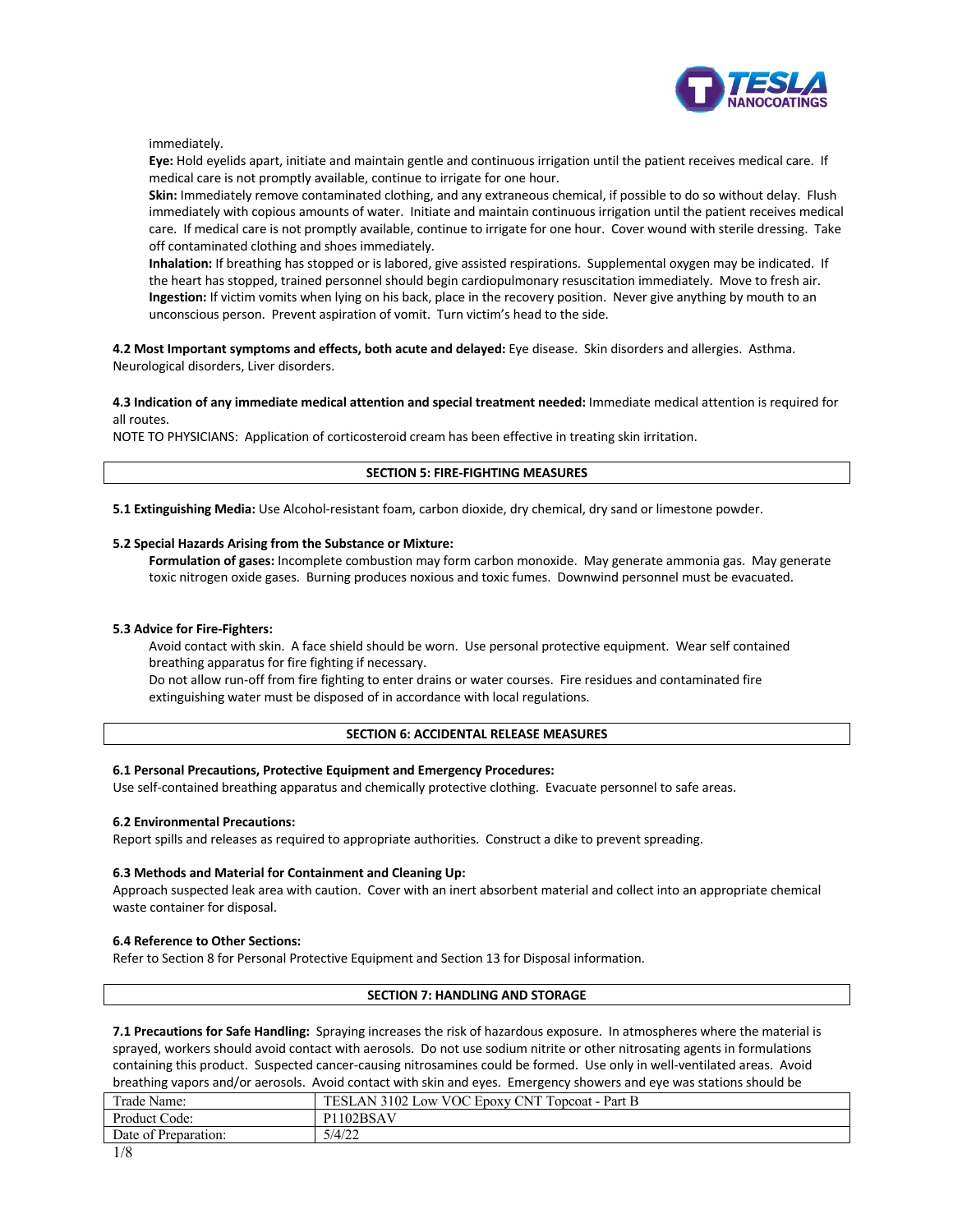immediately.

**Eye:** Hold eyelids apart, initiate and maintain gentle and continuous irrigation until the patient receives medical care. If medical care is not promptly available, continue to irrigate for one hour.

**Skin:** Immediately remove contaminated clothing, and any extraneous chemical, if possible to do so without delay. Flush immediately with copious amounts of water. Initiate and maintain continuous irrigation until the patient receives medical care. If medical care is not promptly available, continue to irrigate for one hour. Cover wound with sterile dressing. Take off contaminated clothing and shoes immediately.

**Inhalation:** If breathing has stopped or is labored, give assisted respirations. Supplemental oxygen may be indicated. If the heart has stopped, trained personnel should begin cardiopulmonary resuscitation immediately. Move to fresh air.

**Ingestion:** If victim vomits when lying on his back, place in the recovery position. Never give anything by mouth to an unconscious person. Prevent aspiration of vomit. Turn victim's head to the side.

**4.2 Most Important symptoms and effects, both acute and delayed:** Eye disease. Skin disorders and allergies. Asthma. Neurological disorders, Liver disorders.

**4.3 Indication of any immediate medical attention and special treatment needed:** Immediate medical attention is required for all routes.

NOTE TO PHYSICIANS: Application of corticosteroid cream has been effective in treating skin irritation.

## SECTION 5: FIRE-FIGHTING MEASURES

**5.1 Extinguishing Media:** Use Alcohol-resistant foam, carbon dioxide, dry chemical, dry sand or limestone powder.

**5.2 Special Hazards Arising from the Substance or Mixture:**

**Formulation of gases:** Incomplete combustion may form carbon monoxide. May generate ammonia gas. May generate toxic nitrogen oxide gases. Burning produces noxious and toxic fumes. Downwind personnel must be evacuated.

**5.3 Advice for Fire-Fighters:**

Avoid contact with skin. A face shield should be worn. Use personal protective equipment. Wear self contained breathing apparatus for fire fighting if necessary.

Do not allow run-off from fire fighting to enter drains or water courses. Fire residues and contaminated fire extinguishing water must be disposed of in accordance with local regulations.

## SECTION 6: ACCIDENTAL RELEASE MEASURES

**6.1 Personal Precautions, Protective Equipment and Emergency Procedures:**

Use self-contained breathing apparatus and chemically protective clothing. Evacuate personnel to safe areas.

**6.2 Environmental Precautions:**

Report spills and releases as required to appropriate authorities. Construct a dike to prevent spreading.

**6.3 Methods and Material for Containment and Cleaning Up:**

Approach suspected leak area with caution. Cover with an inert absorbent material and collect into an appropriate chemical waste container for disposal.

**6.4 Reference to Other Sections:**

Refer to Section 8 for Personal Protective Equipment and Section 13 for Disposal information.

## SECTION 7: HANDLING AND STORAGE

**7.1 Precautions for Safe Handling:** Spraying increases the risk of hazardous exposure. In atmospheres where the material is sprayed, workers should avoid contact with aerosols. Do not use sodium nitrite or other nitrosating agents in formulations containing this product. Suspected cancer-causing nitrosamines could be formed. Use only in well-ventilated areas. Avoid breathing vapors and/or aerosols. Avoid contact with skin and eyes. Emergency showers and eye was stations should be

| Trade Name: | TESLAN 3102 Low VOC Epoxy CNT Topcoat - Part B |
|---|---|
| Product Code: | P1102BSAV |
| Date of Preparation: | 5/4/22 |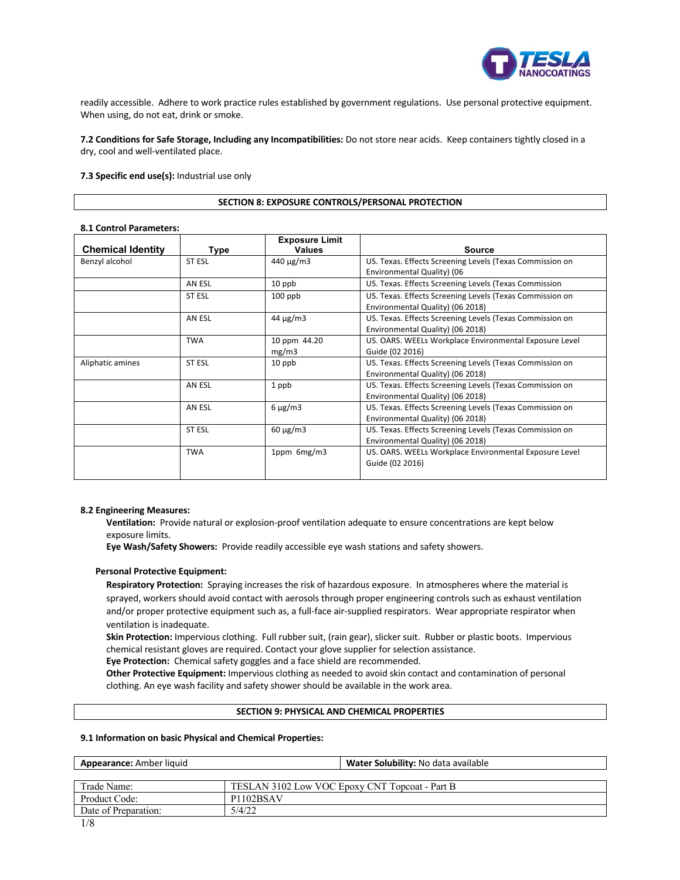readily accessible. Adhere to work practice rules established by government regulations. Use personal protective equipment. When using, do not eat, drink or smoke.

**7.2 Conditions for Safe Storage, Including any Incompatibilities:** Do not store near acids. Keep containers tightly closed in a dry, cool and well-ventilated place.

**7.3 Specific end use(s):** Industrial use only

## SECTION 8: EXPOSURE CONTROLS/PERSONAL PROTECTION

**8.1 Control Parameters:**

| Chemical Identity | Type | Exposure Limit Values | Source |
|---|---|---|---|
| Benzyl alcohol | ST ESL | 440 µg/m3 | US. Texas. Effects Screening Levels (Texas Commission on Environmental Quality) (06 |
| | AN ESL | 10 ppb | US. Texas. Effects Screening Levels (Texas Commission |
| | ST ESL | 100 ppb | US. Texas. Effects Screening Levels (Texas Commission on Environmental Quality) (06 2018) |
| | AN ESL | 44 µg/m3 | US. Texas. Effects Screening Levels (Texas Commission on Environmental Quality) (06 2018) |
| | TWA | 10 ppm 44.20 mg/m3 | US. OARS. WEELs Workplace Environmental Exposure Level Guide (02 2016) |
| Aliphatic amines | ST ESL | 10 ppb | US. Texas. Effects Screening Levels (Texas Commission on Environmental Quality) (06 2018) |
| | AN ESL | 1 ppb | US. Texas. Effects Screening Levels (Texas Commission on Environmental Quality) (06 2018) |
| | AN ESL | 6 µg/m3 | US. Texas. Effects Screening Levels (Texas Commission on Environmental Quality) (06 2018) |
| | ST ESL | 60 µg/m3 | US. Texas. Effects Screening Levels (Texas Commission on Environmental Quality) (06 2018) |
| | TWA | 1ppm 6mg/m3 | US. OARS. WEELs Workplace Environmental Exposure Level Guide (02 2016) |

**8.2 Engineering Measures:**

**Ventilation:** Provide natural or explosion-proof ventilation adequate to ensure concentrations are kept below exposure limits.
**Eye Wash/Safety Showers:** Provide readily accessible eye wash stations and safety showers.

**Personal Protective Equipment:**

**Respiratory Protection:** Spraying increases the risk of hazardous exposure. In atmospheres where the material is sprayed, workers should avoid contact with aerosols through proper engineering controls such as exhaust ventilation and/or proper protective equipment such as, a full-face air-supplied respirators. Wear appropriate respirator when ventilation is inadequate.
**Skin Protection:** Impervious clothing. Full rubber suit, (rain gear), slicker suit. Rubber or plastic boots. Impervious chemical resistant gloves are required. Contact your glove supplier for selection assistance.
**Eye Protection:** Chemical safety goggles and a face shield are recommended.
**Other Protective Equipment:** Impervious clothing as needed to avoid skin contact and contamination of personal clothing. An eye wash facility and safety shower should be available in the work area.

## SECTION 9: PHYSICAL AND CHEMICAL PROPERTIES

**9.1 Information on basic Physical and Chemical Properties:**

| **Appearance:** Amber liquid | **Water Solubility:** No data available |
|---|---|

| Trade Name: | TESLAN 3102 Low VOC Epoxy CNT Topcoat - Part B |
|---|---|
| Product Code: | P1102BSAV |
| Date of Preparation: | 5/4/22 |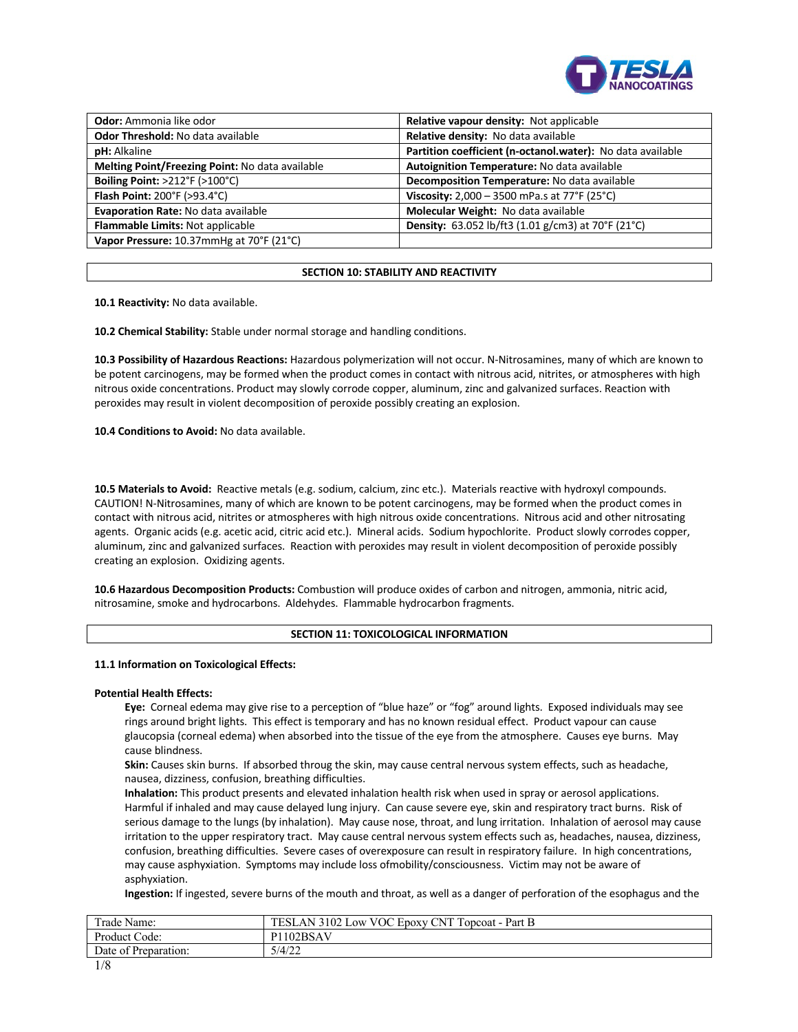| Odor: Ammonia like odor | Relative vapour density: Not applicable |
|---|---|
| Odor Threshold: No data available | Relative density: No data available |
| pH: Alkaline | Partition coefficient (n-octanol.water): No data available |
| Melting Point/Freezing Point: No data available | Autoignition Temperature: No data available |
| Boiling Point: >212°F (>100°C) | Decomposition Temperature: No data available |
| Flash Point: 200°F (>93.4°C) | Viscosity: 2,000 – 3500 mPa.s at 77°F (25°C) |
| Evaporation Rate: No data available | Molecular Weight: No data available |
| Flammable Limits: Not applicable | Density: 63.052 lb/ft3 (1.01 g/cm3) at 70°F (21°C) |
| Vapor Pressure: 10.37mmHg at 70°F (21°C) | |

## SECTION 10: STABILITY AND REACTIVITY

**10.1 Reactivity:** No data available.

**10.2 Chemical Stability:** Stable under normal storage and handling conditions.

**10.3 Possibility of Hazardous Reactions:** Hazardous polymerization will not occur. N-Nitrosamines, many of which are known to be potent carcinogens, may be formed when the product comes in contact with nitrous acid, nitrites, or atmospheres with high nitrous oxide concentrations. Product may slowly corrode copper, aluminum, zinc and galvanized surfaces. Reaction with peroxides may result in violent decomposition of peroxide possibly creating an explosion.

**10.4 Conditions to Avoid:** No data available.

**10.5 Materials to Avoid:** Reactive metals (e.g. sodium, calcium, zinc etc.). Materials reactive with hydroxyl compounds. CAUTION! N-Nitrosamines, many of which are known to be potent carcinogens, may be formed when the product comes in contact with nitrous acid, nitrites or atmospheres with high nitrous oxide concentrations. Nitrous acid and other nitrosating agents. Organic acids (e.g. acetic acid, citric acid etc.). Mineral acids. Sodium hypochlorite. Product slowly corrodes copper, aluminum, zinc and galvanized surfaces. Reaction with peroxides may result in violent decomposition of peroxide possibly creating an explosion. Oxidizing agents.

**10.6 Hazardous Decomposition Products:** Combustion will produce oxides of carbon and nitrogen, ammonia, nitric acid, nitrosamine, smoke and hydrocarbons. Aldehydes. Flammable hydrocarbon fragments.

## SECTION 11: TOXICOLOGICAL INFORMATION

**11.1 Information on Toxicological Effects:**

**Potential Health Effects:**

**Eye:** Corneal edema may give rise to a perception of "blue haze" or "fog" around lights. Exposed individuals may see rings around bright lights. This effect is temporary and has no known residual effect. Product vapour can cause glaucopsia (corneal edema) when absorbed into the tissue of the eye from the atmosphere. Causes eye burns. May cause blindness.

**Skin:** Causes skin burns. If absorbed throug the skin, may cause central nervous system effects, such as headache, nausea, dizziness, confusion, breathing difficulties.

**Inhalation:** This product presents and elevated inhalation health risk when used in spray or aerosol applications. Harmful if inhaled and may cause delayed lung injury. Can cause severe eye, skin and respiratory tract burns. Risk of serious damage to the lungs (by inhalation). May cause nose, throat, and lung irritation. Inhalation of aerosol may cause irritation to the upper respiratory tract. May cause central nervous system effects such as, headaches, nausea, dizziness, confusion, breathing difficulties. Severe cases of overexposure can result in respiratory failure. In high concentrations, may cause asphyxiation. Symptoms may include loss ofmobility/consciousness. Victim may not be aware of asphyxiation.

**Ingestion:** If ingested, severe burns of the mouth and throat, as well as a danger of perforation of the esophagus and the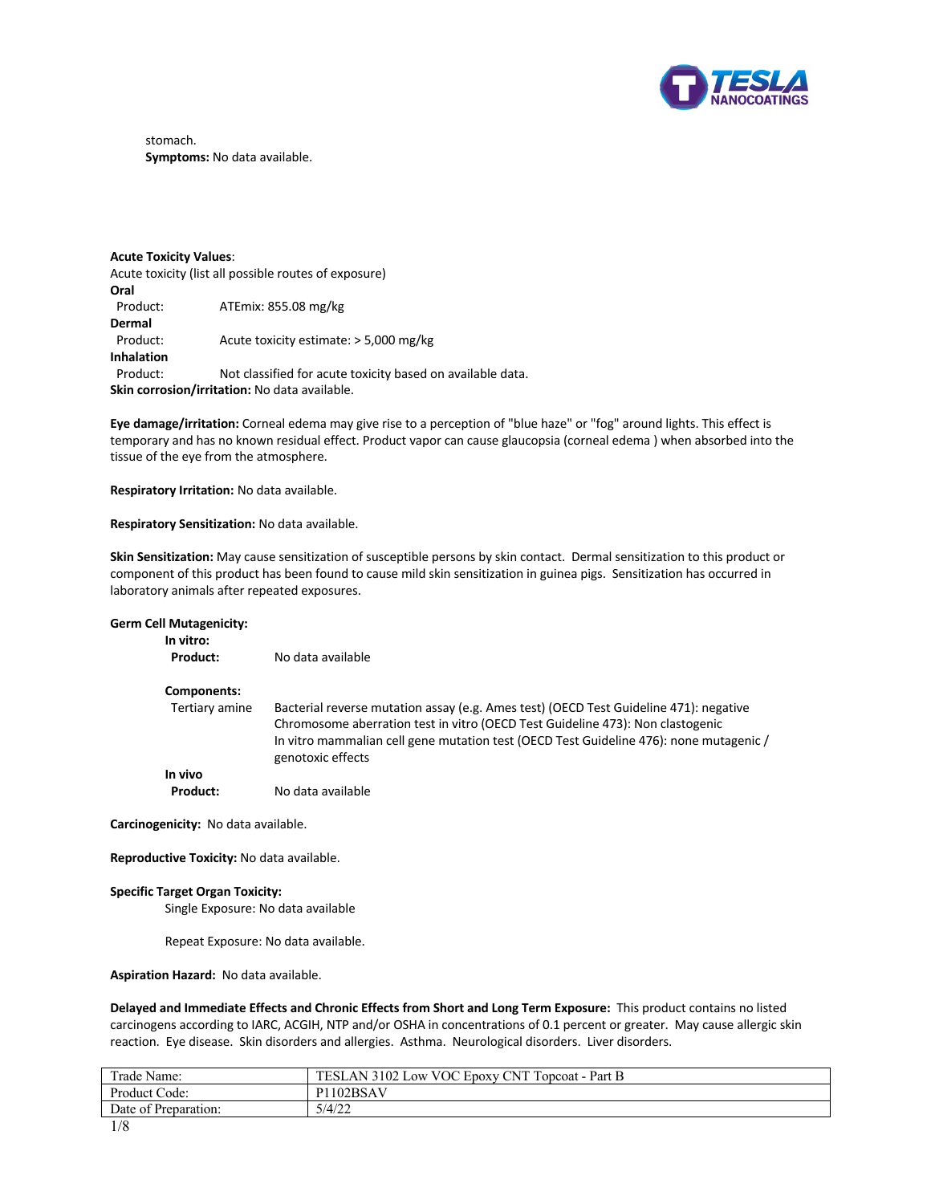stomach.
**Symptoms:** No data available.

**Acute Toxicity Values**:
Acute toxicity (list all possible routes of exposure)

**Oral**

| | |
|---|---|
| Product: | ATEmix: 855.08 mg/kg |

**Dermal**

| | |
|---|---|
| Product: | Acute toxicity estimate: > 5,000 mg/kg |

**Inhalation**

| | |
|---|---|
| Product: | Not classified for acute toxicity based on available data. |

**Skin corrosion/irritation:** No data available.

**Eye damage/irritation:** Corneal edema may give rise to a perception of "blue haze" or "fog" around lights. This effect is temporary and has no known residual effect. Product vapor can cause glaucopsia (corneal edema ) when absorbed into the tissue of the eye from the atmosphere.

**Respiratory Irritation:** No data available.

**Respiratory Sensitization:** No data available.

**Skin Sensitization:** May cause sensitization of susceptible persons by skin contact. Dermal sensitization to this product or component of this product has been found to cause mild skin sensitization in guinea pigs. Sensitization has occurred in laboratory animals after repeated exposures.

**Germ Cell Mutagenicity:**

**In vitro:**

| | |
|---|---|
| **Product:** | No data available |

**Components:**

| | |
|---|---|
| Tertiary amine | Bacterial reverse mutation assay (e.g. Ames test) (OECD Test Guideline 471): negative<br>Chromosome aberration test in vitro (OECD Test Guideline 473): Non clastogenic<br>In vitro mammalian cell gene mutation test (OECD Test Guideline 476): none mutagenic / genotoxic effects |

**In vivo**

| | |
|---|---|
| **Product:** | No data available |

**Carcinogenicity:** No data available.

**Reproductive Toxicity:** No data available.

**Specific Target Organ Toxicity:**

Single Exposure: No data available

Repeat Exposure: No data available.

**Aspiration Hazard:** No data available.

**Delayed and Immediate Effects and Chronic Effects from Short and Long Term Exposure:** This product contains no listed carcinogens according to IARC, ACGIH, NTP and/or OSHA in concentrations of 0.1 percent or greater. May cause allergic skin reaction. Eye disease. Skin disorders and allergies. Asthma. Neurological disorders. Liver disorders.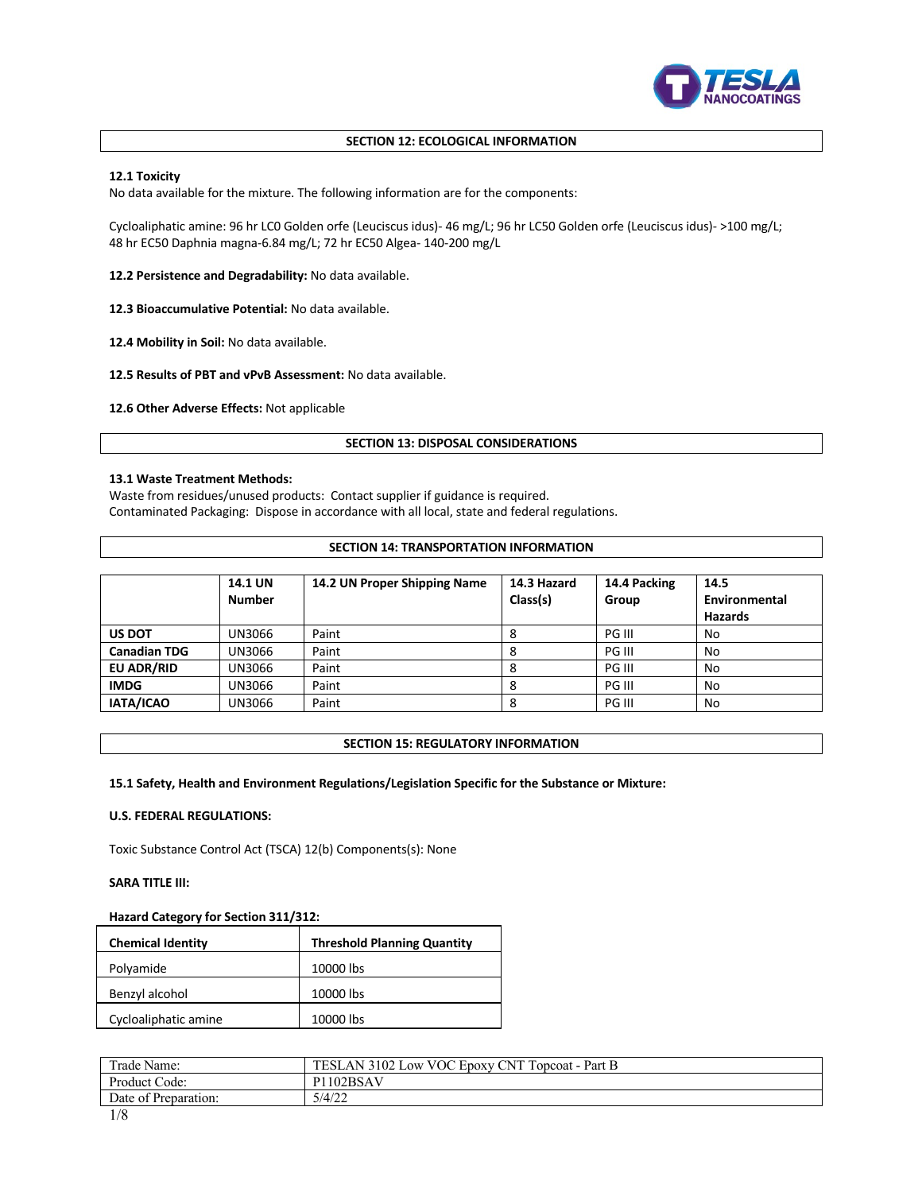## SECTION 12: ECOLOGICAL INFORMATION

**12.1 Toxicity**
No data available for the mixture. The following information are for the components:

Cycloaliphatic amine: 96 hr LC0 Golden orfe (Leuciscus idus)- 46 mg/L; 96 hr LC50 Golden orfe (Leuciscus idus)- >100 mg/L; 48 hr EC50 Daphnia magna-6.84 mg/L; 72 hr EC50 Algea- 140-200 mg/L

**12.2 Persistence and Degradability:** No data available.

**12.3 Bioaccumulative Potential:** No data available.

**12.4 Mobility in Soil:** No data available.

**12.5 Results of PBT and vPvB Assessment:** No data available.

**12.6 Other Adverse Effects:** Not applicable

## SECTION 13: DISPOSAL CONSIDERATIONS

**13.1 Waste Treatment Methods:**
Waste from residues/unused products: Contact supplier if guidance is required.
Contaminated Packaging: Dispose in accordance with all local, state and federal regulations.

## SECTION 14: TRANSPORTATION INFORMATION

| | 14.1 UN Number | 14.2 UN Proper Shipping Name | 14.3 Hazard Class(s) | 14.4 Packing Group | 14.5 Environmental Hazards |
|---|---|---|---|---|---|
| **US DOT** | UN3066 | Paint | 8 | PG III | No |
| **Canadian TDG** | UN3066 | Paint | 8 | PG III | No |
| **EU ADR/RID** | UN3066 | Paint | 8 | PG III | No |
| **IMDG** | UN3066 | Paint | 8 | PG III | No |
| **IATA/ICAO** | UN3066 | Paint | 8 | PG III | No |

## SECTION 15: REGULATORY INFORMATION

**15.1 Safety, Health and Environment Regulations/Legislation Specific for the Substance or Mixture:**

**U.S. FEDERAL REGULATIONS:**

Toxic Substance Control Act (TSCA) 12(b) Components(s): None

**SARA TITLE III:**

**Hazard Category for Section 311/312:**

| Chemical Identity | Threshold Planning Quantity |
|---|---|
| Polyamide | 10000 lbs |
| Benzyl alcohol | 10000 lbs |
| Cycloaliphatic amine | 10000 lbs |

| | |
|---|---|
| Trade Name: | TESLAN 3102 Low VOC Epoxy CNT Topcoat - Part B |
| Product Code: | P1102BSAV |
| Date of Preparation: | 5/4/22 |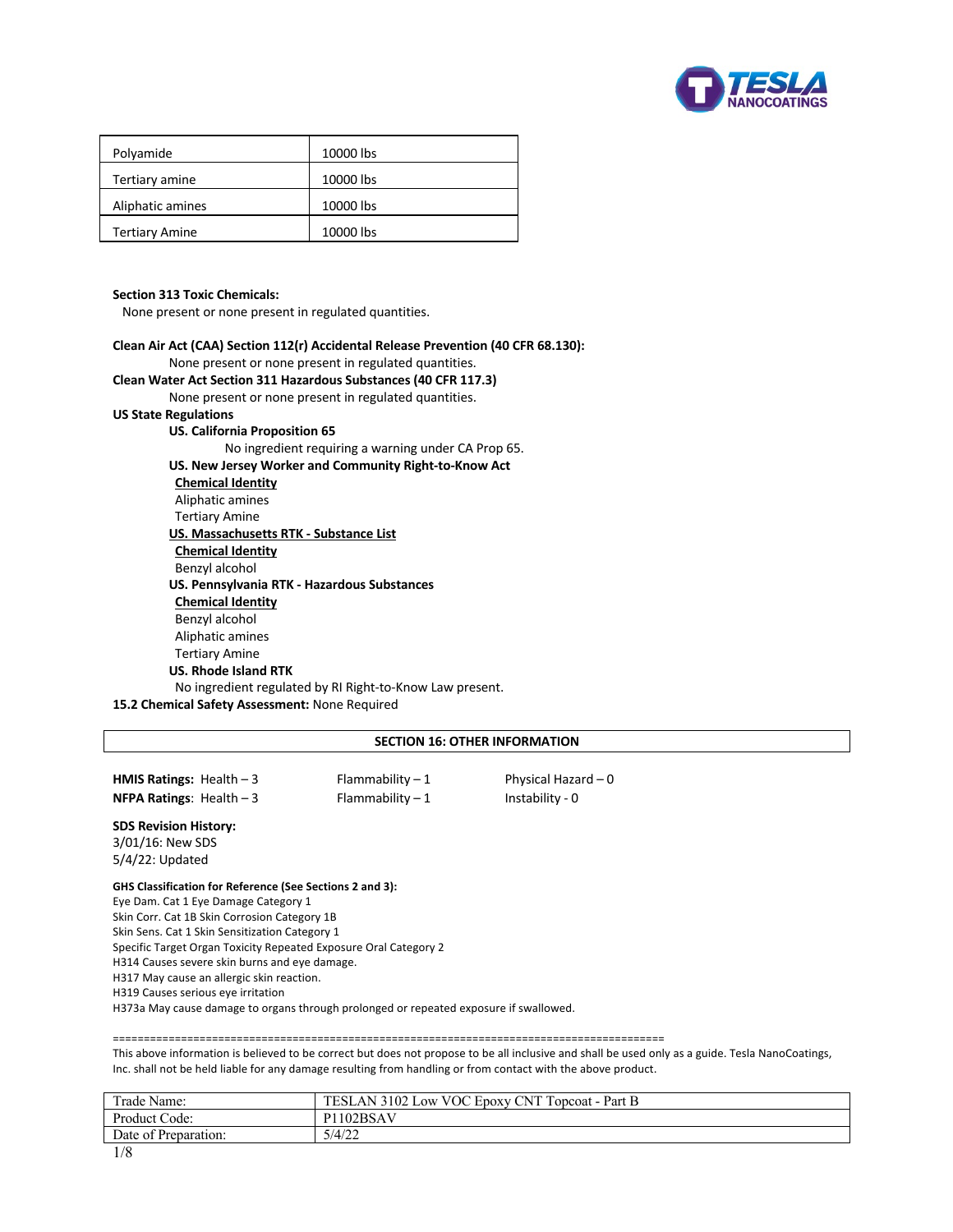| | |
|---|---|
| Polyamide | 10000 lbs |
| Tertiary amine | 10000 lbs |
| Aliphatic amines | 10000 lbs |
| Tertiary Amine | 10000 lbs |

**Section 313 Toxic Chemicals:**
None present or none present in regulated quantities.

**Clean Air Act (CAA) Section 112(r) Accidental Release Prevention (40 CFR 68.130):**
None present or none present in regulated quantities.

**Clean Water Act Section 311 Hazardous Substances (40 CFR 117.3)**
None present or none present in regulated quantities.

**US State Regulations**

**US. California Proposition 65**
No ingredient requiring a warning under CA Prop 65.

**US. New Jersey Worker and Community Right-to-Know Act**

**Chemical Identity**
Aliphatic amines
Tertiary Amine

**US. Massachusetts RTK - Substance List**

**Chemical Identity**
Benzyl alcohol

**US. Pennsylvania RTK - Hazardous Substances**

**Chemical Identity**
Benzyl alcohol
Aliphatic amines
Tertiary Amine

**US. Rhode Island RTK**
No ingredient regulated by RI Right-to-Know Law present.

**15.2 Chemical Safety Assessment:** None Required

## SECTION 16: OTHER INFORMATION

**HMIS Ratings:** Health – 3 Flammability – 1 Physical Hazard – 0
**NFPA Ratings:** Health – 3 Flammability – 1 Instability - 0

**SDS Revision History:**
3/01/16: New SDS
5/4/22: Updated

**GHS Classification for Reference (See Sections 2 and 3):**
Eye Dam. Cat 1 Eye Damage Category 1
Skin Corr. Cat 1B Skin Corrosion Category 1B
Skin Sens. Cat 1 Skin Sensitization Category 1
Specific Target Organ Toxicity Repeated Exposure Oral Category 2
H314 Causes severe skin burns and eye damage.
H317 May cause an allergic skin reaction.
H319 Causes serious eye irritation
H373a May cause damage to organs through prolonged or repeated exposure if swallowed.

==========================================================================================
This above information is believed to be correct but does not propose to be all inclusive and shall be used only as a guide. Tesla NanoCoatings, Inc. shall not be held liable for any damage resulting from handling or from contact with the above product.

| | |
|---|---|
| Trade Name: | TESLAN 3102 Low VOC Epoxy CNT Topcoat - Part B |
| Product Code: | P1102BSAV |
| Date of Preparation: | 5/4/22 |